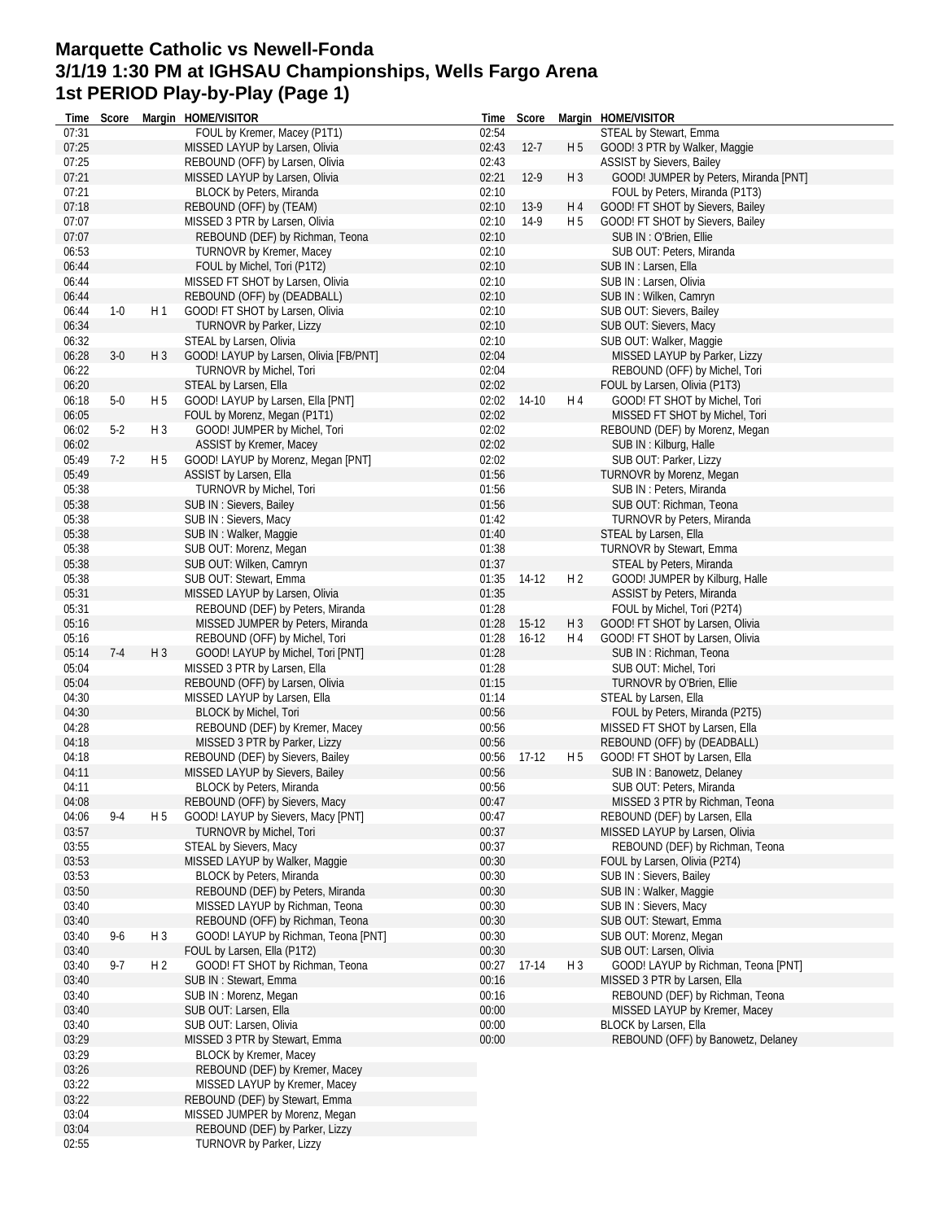# Marquette Catholic vs Newell-Fonda
# 3/1/19 1:30 PM at IGHSAU Championships, Wells Fargo Arena
# 1st PERIOD Play-by-Play (Page 1)

| Time | Score | Margin | HOME/VISITOR |
|---|---|---|---|
| 07:31 | | | FOUL by Kremer, Macey (P1T1) |
| 07:25 | | | MISSED LAYUP by Larsen, Olivia |
| 07:25 | | | REBOUND (OFF) by Larsen, Olivia |
| 07:21 | | | MISSED LAYUP by Larsen, Olivia |
| 07:21 | | | BLOCK by Peters, Miranda |
| 07:18 | | | REBOUND (OFF) by (TEAM) |
| 07:07 | | | MISSED 3 PTR by Larsen, Olivia |
| 07:07 | | | REBOUND (DEF) by Richman, Teona |
| 06:53 | | | TURNOVR by Kremer, Macey |
| 06:44 | | | FOUL by Michel, Tori (P1T2) |
| 06:44 | | | MISSED FT SHOT by Larsen, Olivia |
| 06:44 | | | REBOUND (OFF) by (DEADBALL) |
| 06:44 | 1-0 | H 1 | GOOD! FT SHOT by Larsen, Olivia |
| 06:34 | | | TURNOVR by Parker, Lizzy |
| 06:32 | | | STEAL by Larsen, Olivia |
| 06:28 | 3-0 | H 3 | GOOD! LAYUP by Larsen, Olivia [FB/PNT] |
| 06:22 | | | TURNOVR by Michel, Tori |
| 06:20 | | | STEAL by Larsen, Ella |
| 06:18 | 5-0 | H 5 | GOOD! LAYUP by Larsen, Ella [PNT] |
| 06:05 | | | FOUL by Morenz, Megan (P1T1) |
| 06:02 | 5-2 | H 3 | GOOD! JUMPER by Michel, Tori |
| 06:02 | | | ASSIST by Kremer, Macey |
| 05:49 | 7-2 | H 5 | GOOD! LAYUP by Morenz, Megan [PNT] |
| 05:49 | | | ASSIST by Larsen, Ella |
| 05:38 | | | TURNOVR by Michel, Tori |
| 05:38 | | | SUB IN : Sievers, Bailey |
| 05:38 | | | SUB IN : Sievers, Macy |
| 05:38 | | | SUB IN : Walker, Maggie |
| 05:38 | | | SUB OUT: Morenz, Megan |
| 05:38 | | | SUB OUT: Wilken, Camryn |
| 05:38 | | | SUB OUT: Stewart, Emma |
| 05:31 | | | MISSED LAYUP by Larsen, Olivia |
| 05:31 | | | REBOUND (DEF) by Peters, Miranda |
| 05:16 | | | MISSED JUMPER by Peters, Miranda |
| 05:16 | | | REBOUND (OFF) by Michel, Tori |
| 05:14 | 7-4 | H 3 | GOOD! LAYUP by Michel, Tori [PNT] |
| 05:04 | | | MISSED 3 PTR by Larsen, Ella |
| 05:04 | | | REBOUND (OFF) by Larsen, Olivia |
| 04:30 | | | MISSED LAYUP by Larsen, Ella |
| 04:30 | | | BLOCK by Michel, Tori |
| 04:28 | | | REBOUND (DEF) by Kremer, Macey |
| 04:18 | | | MISSED 3 PTR by Parker, Lizzy |
| 04:18 | | | REBOUND (DEF) by Sievers, Bailey |
| 04:11 | | | MISSED LAYUP by Sievers, Bailey |
| 04:11 | | | BLOCK by Peters, Miranda |
| 04:08 | | | REBOUND (OFF) by Sievers, Macy |
| 04:06 | 9-4 | H 5 | GOOD! LAYUP by Sievers, Macy [PNT] |
| 03:57 | | | TURNOVR by Michel, Tori |
| 03:55 | | | STEAL by Sievers, Macy |
| 03:53 | | | MISSED LAYUP by Walker, Maggie |
| 03:53 | | | BLOCK by Peters, Miranda |
| 03:50 | | | REBOUND (DEF) by Peters, Miranda |
| 03:40 | | | MISSED LAYUP by Richman, Teona |
| 03:40 | | | REBOUND (OFF) by Richman, Teona |
| 03:40 | 9-6 | H 3 | GOOD! LAYUP by Richman, Teona [PNT] |
| 03:40 | | | FOUL by Larsen, Ella (P1T2) |
| 03:40 | 9-7 | H 2 | GOOD! FT SHOT by Richman, Teona |
| 03:40 | | | SUB IN : Stewart, Emma |
| 03:40 | | | SUB IN : Morenz, Megan |
| 03:40 | | | SUB OUT: Larsen, Ella |
| 03:40 | | | SUB OUT: Larsen, Olivia |
| 03:29 | | | MISSED 3 PTR by Stewart, Emma |
| 03:29 | | | BLOCK by Kremer, Macey |
| 03:26 | | | REBOUND (DEF) by Kremer, Macey |
| 03:22 | | | MISSED LAYUP by Kremer, Macey |
| 03:22 | | | REBOUND (DEF) by Stewart, Emma |
| 03:04 | | | MISSED JUMPER by Morenz, Megan |
| 03:04 | | | REBOUND (DEF) by Parker, Lizzy |
| 02:55 | | | TURNOVR by Parker, Lizzy |
| 02:54 | | | STEAL by Stewart, Emma |
| 02:43 | 12-7 | H 5 | GOOD! 3 PTR by Walker, Maggie |
| 02:43 | | | ASSIST by Sievers, Bailey |
| 02:21 | 12-9 | H 3 | GOOD! JUMPER by Peters, Miranda [PNT] |
| 02:10 | | | FOUL by Peters, Miranda (P1T3) |
| 02:10 | 13-9 | H 4 | GOOD! FT SHOT by Sievers, Bailey |
| 02:10 | 14-9 | H 5 | GOOD! FT SHOT by Sievers, Bailey |
| 02:10 | | | SUB IN : O'Brien, Ellie |
| 02:10 | | | SUB OUT: Peters, Miranda |
| 02:10 | | | SUB IN : Larsen, Ella |
| 02:10 | | | SUB IN : Larsen, Olivia |
| 02:10 | | | SUB IN : Wilken, Camryn |
| 02:10 | | | SUB OUT: Sievers, Bailey |
| 02:10 | | | SUB OUT: Sievers, Macy |
| 02:10 | | | SUB OUT: Walker, Maggie |
| 02:04 | | | MISSED LAYUP by Parker, Lizzy |
| 02:04 | | | REBOUND (OFF) by Michel, Tori |
| 02:02 | | | FOUL by Larsen, Olivia (P1T3) |
| 02:02 | 14-10 | H 4 | GOOD! FT SHOT by Michel, Tori |
| 02:02 | | | MISSED FT SHOT by Michel, Tori |
| 02:02 | | | REBOUND (DEF) by Morenz, Megan |
| 02:02 | | | SUB IN : Kilburg, Halle |
| 02:02 | | | SUB OUT: Parker, Lizzy |
| 01:56 | | | TURNOVR by Morenz, Megan |
| 01:56 | | | SUB IN : Peters, Miranda |
| 01:56 | | | SUB OUT: Richman, Teona |
| 01:42 | | | TURNOVR by Peters, Miranda |
| 01:40 | | | STEAL by Larsen, Ella |
| 01:38 | | | TURNOVR by Stewart, Emma |
| 01:37 | | | STEAL by Peters, Miranda |
| 01:35 | 14-12 | H 2 | GOOD! JUMPER by Kilburg, Halle |
| 01:35 | | | ASSIST by Peters, Miranda |
| 01:28 | | | FOUL by Michel, Tori (P2T4) |
| 01:28 | 15-12 | H 3 | GOOD! FT SHOT by Larsen, Olivia |
| 01:28 | 16-12 | H 4 | GOOD! FT SHOT by Larsen, Olivia |
| 01:28 | | | SUB IN : Richman, Teona |
| 01:28 | | | SUB OUT: Michel, Tori |
| 01:15 | | | TURNOVR by O'Brien, Ellie |
| 01:14 | | | STEAL by Larsen, Ella |
| 00:56 | | | FOUL by Peters, Miranda (P2T5) |
| 00:56 | | | MISSED FT SHOT by Larsen, Ella |
| 00:56 | | | REBOUND (OFF) by (DEADBALL) |
| 00:56 | 17-12 | H 5 | GOOD! FT SHOT by Larsen, Ella |
| 00:56 | | | SUB IN : Banowetz, Delaney |
| 00:56 | | | SUB OUT: Peters, Miranda |
| 00:47 | | | MISSED 3 PTR by Richman, Teona |
| 00:47 | | | REBOUND (DEF) by Larsen, Ella |
| 00:37 | | | MISSED LAYUP by Larsen, Olivia |
| 00:37 | | | REBOUND (DEF) by Richman, Teona |
| 00:30 | | | FOUL by Larsen, Olivia (P2T4) |
| 00:30 | | | SUB IN : Sievers, Bailey |
| 00:30 | | | SUB IN : Walker, Maggie |
| 00:30 | | | SUB IN : Sievers, Macy |
| 00:30 | | | SUB OUT: Stewart, Emma |
| 00:30 | | | SUB OUT: Morenz, Megan |
| 00:30 | | | SUB OUT: Larsen, Olivia |
| 00:27 | 17-14 | H 3 | GOOD! LAYUP by Richman, Teona [PNT] |
| 00:16 | | | MISSED 3 PTR by Larsen, Ella |
| 00:16 | | | REBOUND (DEF) by Richman, Teona |
| 00:00 | | | MISSED LAYUP by Kremer, Macey |
| 00:00 | | | BLOCK by Larsen, Ella |
| 00:00 | | | REBOUND (OFF) by Banowetz, Delaney |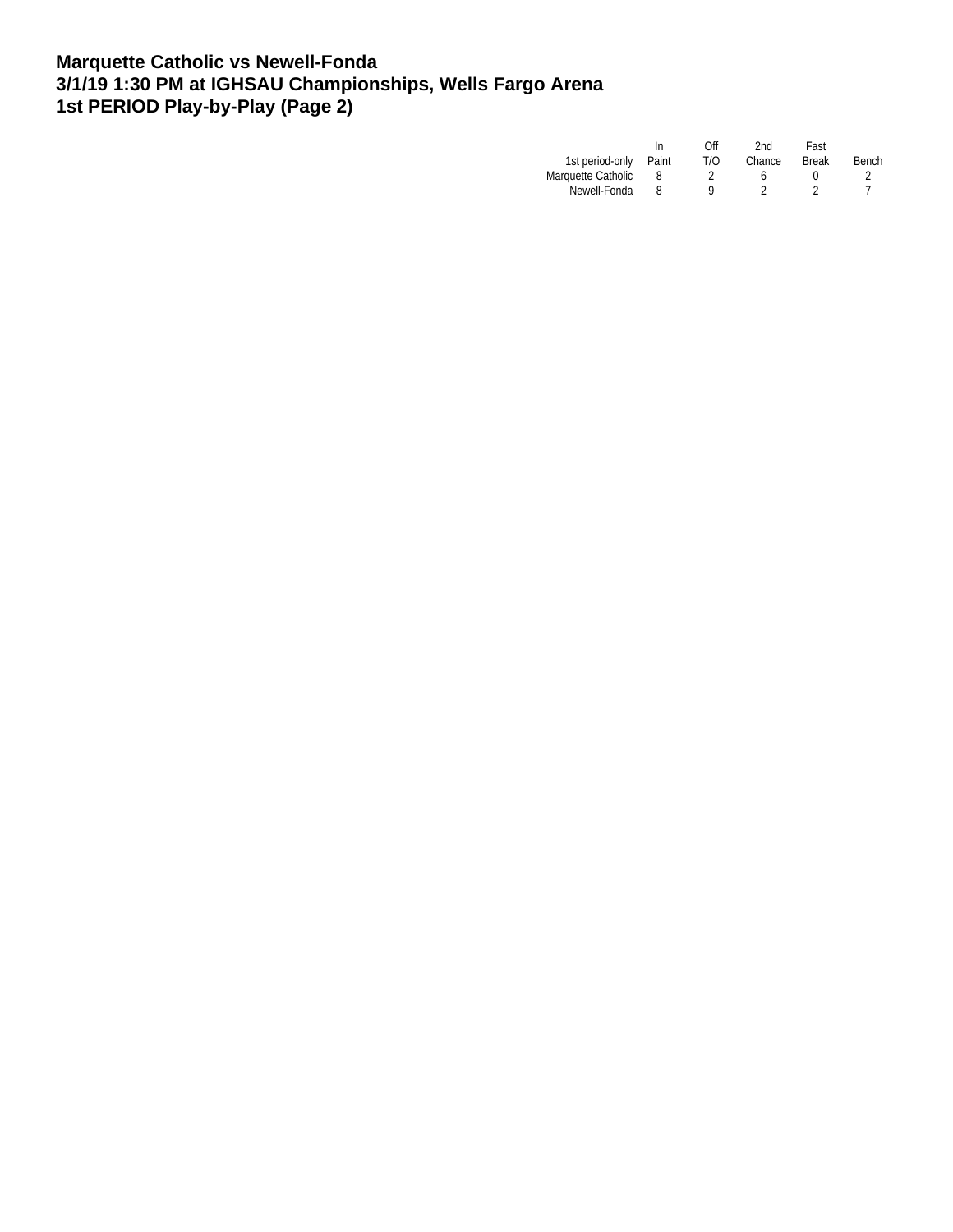**Marquette Catholic vs Newell-Fonda**
**3/1/19 1:30 PM at IGHSAU Championships, Wells Fargo Arena**
**1st PERIOD Play-by-Play (Page 2)**

| 1st period-only | In Paint | Off T/O | 2nd Chance | Fast Break | Bench |
|---|---|---|---|---|---|
| Marquette Catholic | 8 | 2 | 6 | 0 | 2 |
| Newell-Fonda | 8 | 9 | 2 | 2 | 7 |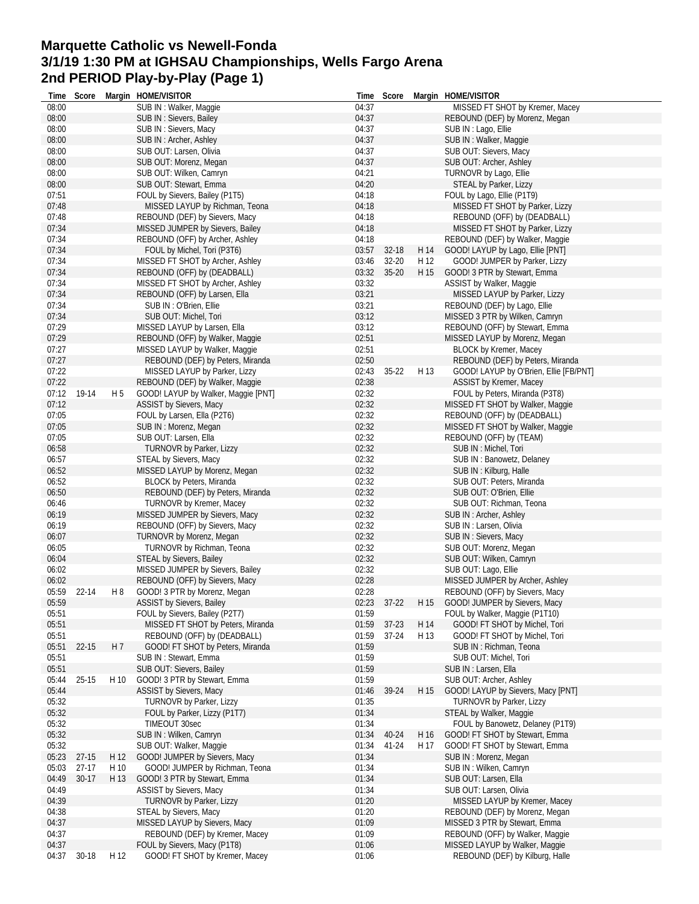# Marquette Catholic vs Newell-Fonda
# 3/1/19 1:30 PM at IGHSAU Championships, Wells Fargo Arena
# 2nd PERIOD Play-by-Play (Page 1)

| Time | Score | Margin | HOME/VISITOR |
|---|---|---|---|
| 08:00 | | | SUB IN : Walker, Maggie |
| 08:00 | | | SUB IN : Sievers, Bailey |
| 08:00 | | | SUB IN : Sievers, Macy |
| 08:00 | | | SUB IN : Archer, Ashley |
| 08:00 | | | SUB OUT: Larsen, Olivia |
| 08:00 | | | SUB OUT: Morenz, Megan |
| 08:00 | | | SUB OUT: Wilken, Camryn |
| 08:00 | | | SUB OUT: Stewart, Emma |
| 07:51 | | | FOUL by Sievers, Bailey (P1T5) |
| 07:48 | | | MISSED LAYUP by Richman, Teona |
| 07:48 | | | REBOUND (DEF) by Sievers, Macy |
| 07:34 | | | MISSED JUMPER by Sievers, Bailey |
| 07:34 | | | REBOUND (OFF) by Archer, Ashley |
| 07:34 | | | FOUL by Michel, Tori (P3T6) |
| 07:34 | | | MISSED FT SHOT by Archer, Ashley |
| 07:34 | | | REBOUND (OFF) by (DEADBALL) |
| 07:34 | | | MISSED FT SHOT by Archer, Ashley |
| 07:34 | | | REBOUND (OFF) by Larsen, Ella |
| 07:34 | | | SUB IN : O'Brien, Ellie |
| 07:34 | | | SUB OUT: Michel, Tori |
| 07:29 | | | MISSED LAYUP by Larsen, Ella |
| 07:29 | | | REBOUND (OFF) by Walker, Maggie |
| 07:27 | | | MISSED LAYUP by Walker, Maggie |
| 07:27 | | | REBOUND (DEF) by Peters, Miranda |
| 07:22 | | | MISSED LAYUP by Parker, Lizzy |
| 07:22 | | | REBOUND (DEF) by Walker, Maggie |
| 07:12 | 19-14 | H 5 | GOOD! LAYUP by Walker, Maggie [PNT] |
| 07:12 | | | ASSIST by Sievers, Macy |
| 07:05 | | | FOUL by Larsen, Ella (P2T6) |
| 07:05 | | | SUB IN : Morenz, Megan |
| 07:05 | | | SUB OUT: Larsen, Ella |
| 06:58 | | | TURNOVR by Parker, Lizzy |
| 06:57 | | | STEAL by Sievers, Macy |
| 06:52 | | | MISSED LAYUP by Morenz, Megan |
| 06:52 | | | BLOCK by Peters, Miranda |
| 06:50 | | | REBOUND (DEF) by Peters, Miranda |
| 06:46 | | | TURNOVR by Kremer, Macey |
| 06:19 | | | MISSED JUMPER by Sievers, Macy |
| 06:19 | | | REBOUND (OFF) by Sievers, Macy |
| 06:07 | | | TURNOVR by Morenz, Megan |
| 06:05 | | | TURNOVR by Richman, Teona |
| 06:04 | | | STEAL by Sievers, Bailey |
| 06:02 | | | MISSED JUMPER by Sievers, Bailey |
| 06:02 | | | REBOUND (OFF) by Sievers, Macy |
| 05:59 | 22-14 | H 8 | GOOD! 3 PTR by Morenz, Megan |
| 05:59 | | | ASSIST by Sievers, Bailey |
| 05:51 | | | FOUL by Sievers, Bailey (P2T7) |
| 05:51 | | | MISSED FT SHOT by Peters, Miranda |
| 05:51 | | | REBOUND (OFF) by (DEADBALL) |
| 05:51 | 22-15 | H 7 | GOOD! FT SHOT by Peters, Miranda |
| 05:51 | | | SUB IN : Stewart, Emma |
| 05:51 | | | SUB OUT: Sievers, Bailey |
| 05:44 | 25-15 | H 10 | GOOD! 3 PTR by Stewart, Emma |
| 05:44 | | | ASSIST by Sievers, Macy |
| 05:32 | | | TURNOVR by Parker, Lizzy |
| 05:32 | | | FOUL by Parker, Lizzy (P1T7) |
| 05:32 | | | TIMEOUT 30sec |
| 05:32 | | | SUB IN : Wilken, Camryn |
| 05:32 | | | SUB OUT: Walker, Maggie |
| 05:23 | 27-15 | H 12 | GOOD! JUMPER by Sievers, Macy |
| 05:03 | 27-17 | H 10 | GOOD! JUMPER by Richman, Teona |
| 04:49 | 30-17 | H 13 | GOOD! 3 PTR by Stewart, Emma |
| 04:49 | | | ASSIST by Sievers, Macy |
| 04:39 | | | TURNOVR by Parker, Lizzy |
| 04:38 | | | STEAL by Sievers, Macy |
| 04:37 | | | MISSED LAYUP by Sievers, Macy |
| 04:37 | | | REBOUND (DEF) by Kremer, Macey |
| 04:37 | | | FOUL by Sievers, Macy (P1T8) |
| 04:37 | 30-18 | H 12 | GOOD! FT SHOT by Kremer, Macey |
| 04:37 | | | MISSED FT SHOT by Kremer, Macey |
| 04:37 | | | REBOUND (DEF) by Morenz, Megan |
| 04:37 | | | SUB IN : Lago, Ellie |
| 04:37 | | | SUB IN : Walker, Maggie |
| 04:37 | | | SUB OUT: Sievers, Macy |
| 04:37 | | | SUB OUT: Archer, Ashley |
| 04:21 | | | TURNOVR by Lago, Ellie |
| 04:20 | | | STEAL by Parker, Lizzy |
| 04:18 | | | FOUL by Lago, Ellie (P1T9) |
| 04:18 | | | MISSED FT SHOT by Parker, Lizzy |
| 04:18 | | | REBOUND (OFF) by (DEADBALL) |
| 04:18 | | | MISSED FT SHOT by Parker, Lizzy |
| 04:18 | | | REBOUND (DEF) by Walker, Maggie |
| 03:57 | 32-18 | H 14 | GOOD! LAYUP by Lago, Ellie [PNT] |
| 03:46 | 32-20 | H 12 | GOOD! JUMPER by Parker, Lizzy |
| 03:32 | 35-20 | H 15 | GOOD! 3 PTR by Stewart, Emma |
| 03:32 | | | ASSIST by Walker, Maggie |
| 03:21 | | | MISSED LAYUP by Parker, Lizzy |
| 03:21 | | | REBOUND (DEF) by Lago, Ellie |
| 03:12 | | | MISSED 3 PTR by Wilken, Camryn |
| 03:12 | | | REBOUND (OFF) by Stewart, Emma |
| 02:51 | | | MISSED LAYUP by Morenz, Megan |
| 02:51 | | | BLOCK by Kremer, Macey |
| 02:50 | | | REBOUND (DEF) by Peters, Miranda |
| 02:43 | 35-22 | H 13 | GOOD! LAYUP by O'Brien, Ellie [FB/PNT] |
| 02:38 | | | ASSIST by Kremer, Macey |
| 02:32 | | | FOUL by Peters, Miranda (P3T8) |
| 02:32 | | | MISSED FT SHOT by Walker, Maggie |
| 02:32 | | | REBOUND (OFF) by (DEADBALL) |
| 02:32 | | | MISSED FT SHOT by Walker, Maggie |
| 02:32 | | | REBOUND (OFF) by (TEAM) |
| 02:32 | | | SUB IN : Michel, Tori |
| 02:32 | | | SUB IN : Banowetz, Delaney |
| 02:32 | | | SUB IN : Kilburg, Halle |
| 02:32 | | | SUB OUT: Peters, Miranda |
| 02:32 | | | SUB OUT: O'Brien, Ellie |
| 02:32 | | | SUB OUT: Richman, Teona |
| 02:32 | | | SUB IN : Archer, Ashley |
| 02:32 | | | SUB IN : Larsen, Olivia |
| 02:32 | | | SUB IN : Sievers, Macy |
| 02:32 | | | SUB OUT: Morenz, Megan |
| 02:32 | | | SUB OUT: Wilken, Camryn |
| 02:32 | | | SUB OUT: Lago, Ellie |
| 02:28 | | | MISSED JUMPER by Archer, Ashley |
| 02:28 | | | REBOUND (OFF) by Sievers, Macy |
| 02:23 | 37-22 | H 15 | GOOD! JUMPER by Sievers, Macy |
| 01:59 | | | FOUL by Walker, Maggie (P1T10) |
| 01:59 | 37-23 | H 14 | GOOD! FT SHOT by Michel, Tori |
| 01:59 | 37-24 | H 13 | GOOD! FT SHOT by Michel, Tori |
| 01:59 | | | SUB IN : Richman, Teona |
| 01:59 | | | SUB OUT: Michel, Tori |
| 01:59 | | | SUB IN : Larsen, Ella |
| 01:59 | | | SUB OUT: Archer, Ashley |
| 01:46 | 39-24 | H 15 | GOOD! LAYUP by Sievers, Macy [PNT] |
| 01:35 | | | TURNOVR by Parker, Lizzy |
| 01:34 | | | STEAL by Walker, Maggie |
| 01:34 | | | FOUL by Banowetz, Delaney (P1T9) |
| 01:34 | 40-24 | H 16 | GOOD! FT SHOT by Stewart, Emma |
| 01:34 | 41-24 | H 17 | GOOD! FT SHOT by Stewart, Emma |
| 01:34 | | | SUB IN : Morenz, Megan |
| 01:34 | | | SUB IN : Wilken, Camryn |
| 01:34 | | | SUB OUT: Larsen, Ella |
| 01:34 | | | SUB OUT: Larsen, Olivia |
| 01:20 | | | MISSED LAYUP by Kremer, Macey |
| 01:20 | | | REBOUND (DEF) by Morenz, Megan |
| 01:09 | | | MISSED 3 PTR by Stewart, Emma |
| 01:09 | | | REBOUND (OFF) by Walker, Maggie |
| 01:06 | | | MISSED LAYUP by Walker, Maggie |
| 01:06 | | | REBOUND (DEF) by Kilburg, Halle |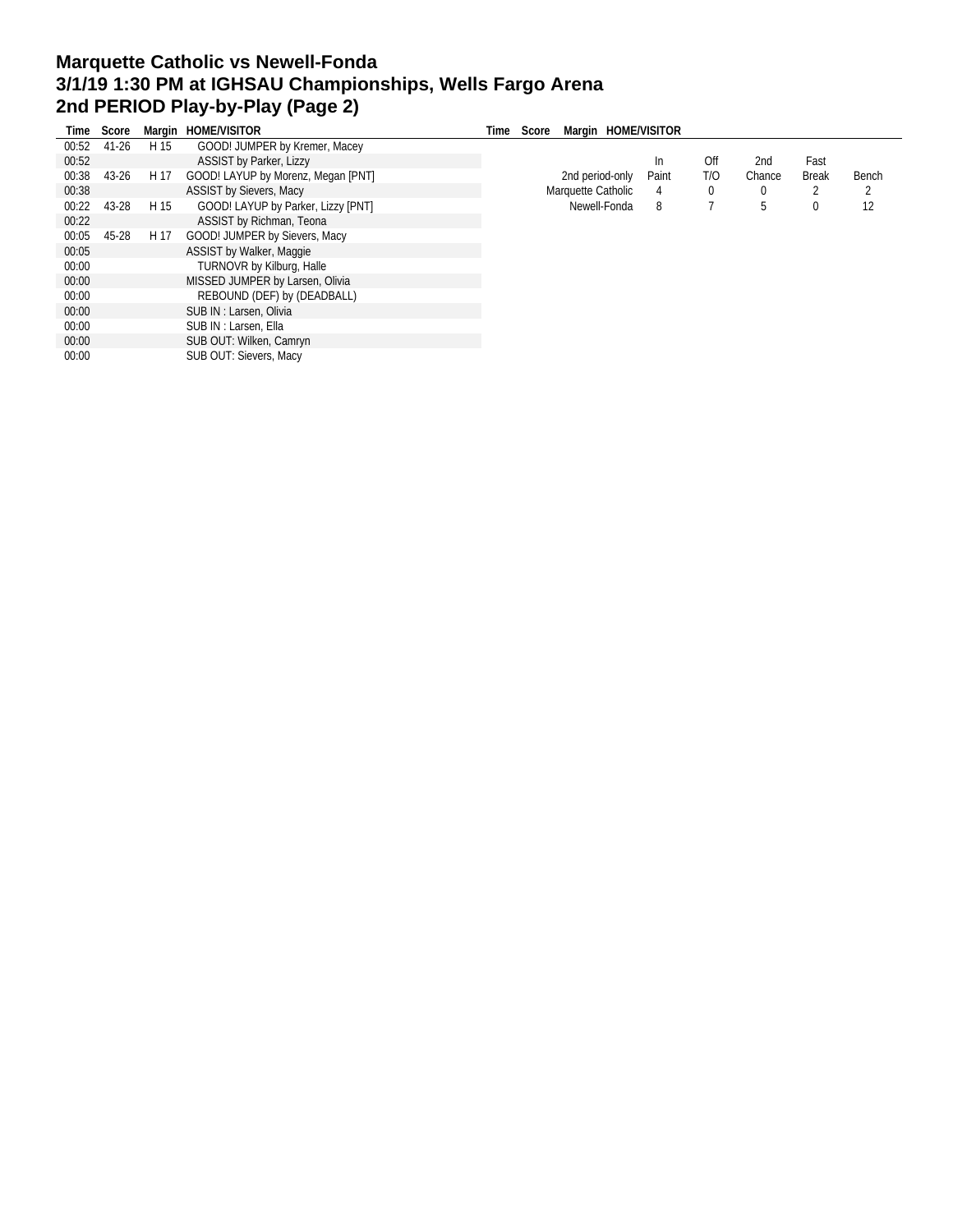# Marquette Catholic vs Newell-Fonda
## 3/1/19 1:30 PM at IGHSAU Championships, Wells Fargo Arena
## 2nd PERIOD Play-by-Play (Page 2)

| Time | Score | Margin | HOME/VISITOR |
|---|---|---|---|
| 00:52 | 41-26 | H 15 | GOOD! JUMPER by Kremer, Macey |
| 00:52 | | | ASSIST by Parker, Lizzy |
| 00:38 | 43-26 | H 17 | GOOD! LAYUP by Morenz, Megan [PNT] |
| 00:38 | | | ASSIST by Sievers, Macy |
| 00:22 | 43-28 | H 15 | GOOD! LAYUP by Parker, Lizzy [PNT] |
| 00:22 | | | ASSIST by Richman, Teona |
| 00:05 | 45-28 | H 17 | GOOD! JUMPER by Sievers, Macy |
| 00:05 | | | ASSIST by Walker, Maggie |
| 00:00 | | | TURNOVR by Kilburg, Halle |
| 00:00 | | | MISSED JUMPER by Larsen, Olivia |
| 00:00 | | | REBOUND (DEF) by (DEADBALL) |
| 00:00 | | | SUB IN : Larsen, Olivia |
| 00:00 | | | SUB IN : Larsen, Ella |
| 00:00 | | | SUB OUT: Wilken, Camryn |
| 00:00 | | | SUB OUT: Sievers, Macy |

| 2nd period-only | In Paint | Off T/O | 2nd Chance | Fast Break | Bench |
|---|---|---|---|---|---|
| Marquette Catholic | 4 | 0 | 0 | 2 | 2 |
| Newell-Fonda | 8 | 7 | 5 | 0 | 12 |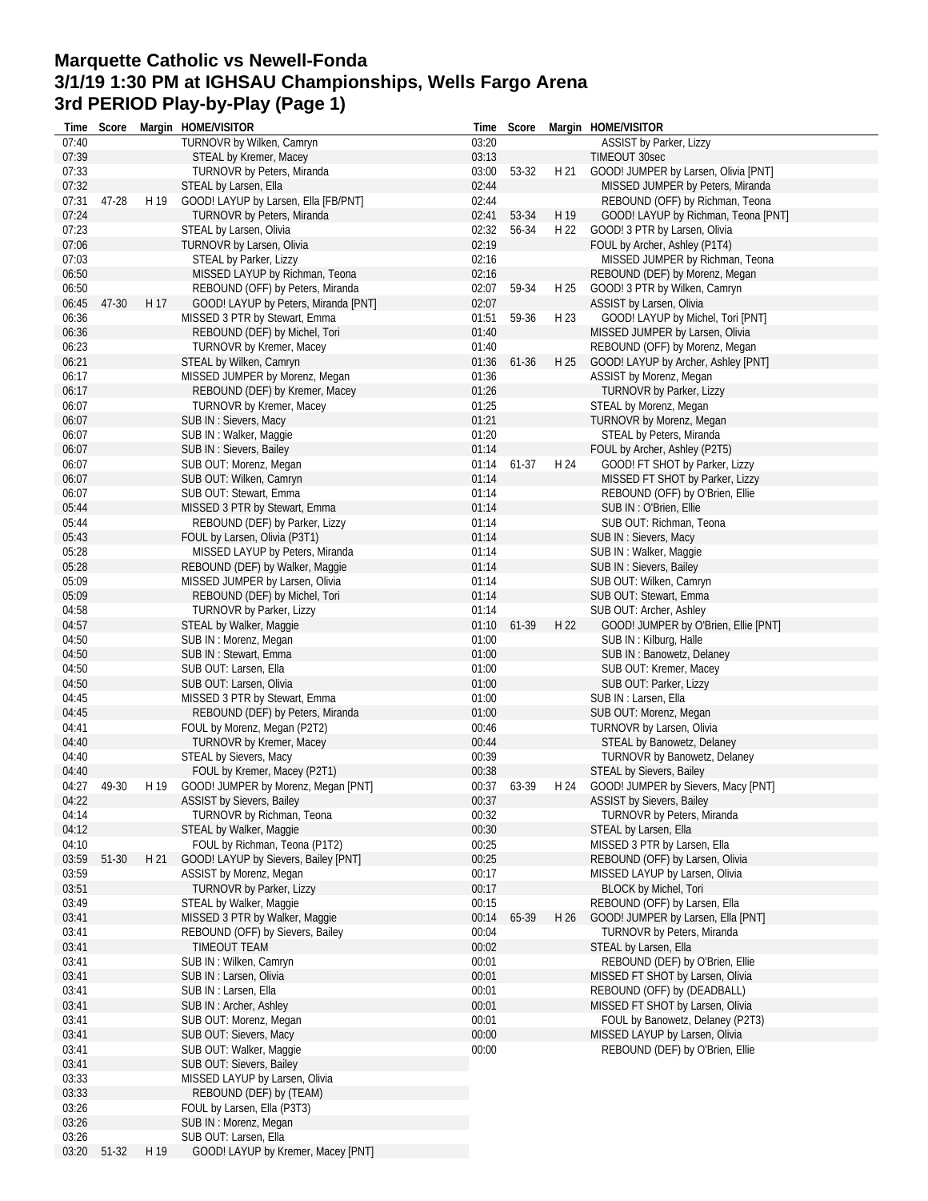# Marquette Catholic vs Newell-Fonda
# 3/1/19 1:30 PM at IGHSAU Championships, Wells Fargo Arena
# 3rd PERIOD Play-by-Play (Page 1)

| Time | Score | Margin | HOME/VISITOR |
|---|---|---|---|
| 07:40 | | | TURNOVR by Wilken, Camryn |
| 07:39 | | | STEAL by Kremer, Macey |
| 07:33 | | | TURNOVR by Peters, Miranda |
| 07:32 | | | STEAL by Larsen, Ella |
| 07:31 | 47-28 | H 19 | GOOD! LAYUP by Larsen, Ella [FB/PNT] |
| 07:24 | | | TURNOVR by Peters, Miranda |
| 07:23 | | | STEAL by Larsen, Olivia |
| 07:06 | | | TURNOVR by Larsen, Olivia |
| 07:03 | | | STEAL by Parker, Lizzy |
| 06:50 | | | MISSED LAYUP by Richman, Teona |
| 06:50 | | | REBOUND (OFF) by Peters, Miranda |
| 06:45 | 47-30 | H 17 | GOOD! LAYUP by Peters, Miranda [PNT] |
| 06:36 | | | MISSED 3 PTR by Stewart, Emma |
| 06:36 | | | REBOUND (DEF) by Michel, Tori |
| 06:23 | | | TURNOVR by Kremer, Macey |
| 06:21 | | | STEAL by Wilken, Camryn |
| 06:17 | | | MISSED JUMPER by Morenz, Megan |
| 06:17 | | | REBOUND (DEF) by Kremer, Macey |
| 06:07 | | | TURNOVR by Kremer, Macey |
| 06:07 | | | SUB IN : Sievers, Macy |
| 06:07 | | | SUB IN : Walker, Maggie |
| 06:07 | | | SUB IN : Sievers, Bailey |
| 06:07 | | | SUB OUT: Morenz, Megan |
| 06:07 | | | SUB OUT: Wilken, Camryn |
| 06:07 | | | SUB OUT: Stewart, Emma |
| 05:44 | | | MISSED 3 PTR by Stewart, Emma |
| 05:44 | | | REBOUND (DEF) by Parker, Lizzy |
| 05:43 | | | FOUL by Larsen, Olivia (P3T1) |
| 05:28 | | | MISSED LAYUP by Peters, Miranda |
| 05:28 | | | REBOUND (DEF) by Walker, Maggie |
| 05:09 | | | MISSED JUMPER by Larsen, Olivia |
| 05:09 | | | REBOUND (DEF) by Michel, Tori |
| 04:58 | | | TURNOVR by Parker, Lizzy |
| 04:57 | | | STEAL by Walker, Maggie |
| 04:50 | | | SUB IN : Morenz, Megan |
| 04:50 | | | SUB IN : Stewart, Emma |
| 04:50 | | | SUB OUT: Larsen, Ella |
| 04:50 | | | SUB OUT: Larsen, Olivia |
| 04:45 | | | MISSED 3 PTR by Stewart, Emma |
| 04:45 | | | REBOUND (DEF) by Peters, Miranda |
| 04:41 | | | FOUL by Morenz, Megan (P2T2) |
| 04:40 | | | TURNOVR by Kremer, Macey |
| 04:40 | | | STEAL by Sievers, Macy |
| 04:40 | | | FOUL by Kremer, Macey (P2T1) |
| 04:27 | 49-30 | H 19 | GOOD! JUMPER by Morenz, Megan [PNT] |
| 04:22 | | | ASSIST by Sievers, Bailey |
| 04:14 | | | TURNOVR by Richman, Teona |
| 04:12 | | | STEAL by Walker, Maggie |
| 04:10 | | | FOUL by Richman, Teona (P1T2) |
| 03:59 | 51-30 | H 21 | GOOD! LAYUP by Sievers, Bailey [PNT] |
| 03:59 | | | ASSIST by Morenz, Megan |
| 03:51 | | | TURNOVR by Parker, Lizzy |
| 03:49 | | | STEAL by Walker, Maggie |
| 03:41 | | | MISSED 3 PTR by Walker, Maggie |
| 03:41 | | | REBOUND (OFF) by Sievers, Bailey |
| 03:41 | | | TIMEOUT TEAM |
| 03:41 | | | SUB IN : Wilken, Camryn |
| 03:41 | | | SUB IN : Larsen, Olivia |
| 03:41 | | | SUB IN : Larsen, Ella |
| 03:41 | | | SUB IN : Archer, Ashley |
| 03:41 | | | SUB OUT: Morenz, Megan |
| 03:41 | | | SUB OUT: Sievers, Macy |
| 03:41 | | | SUB OUT: Walker, Maggie |
| 03:41 | | | SUB OUT: Sievers, Bailey |
| 03:33 | | | MISSED LAYUP by Larsen, Olivia |
| 03:33 | | | REBOUND (DEF) by (TEAM) |
| 03:26 | | | FOUL by Larsen, Ella (P3T3) |
| 03:26 | | | SUB IN : Morenz, Megan |
| 03:26 | | | SUB OUT: Larsen, Ella |
| 03:20 | 51-32 | H 19 | GOOD! LAYUP by Kremer, Macey [PNT] |
| 03:20 | | | ASSIST by Parker, Lizzy |
| 03:13 | | | TIMEOUT 30sec |
| 03:00 | 53-32 | H 21 | GOOD! JUMPER by Larsen, Olivia [PNT] |
| 02:44 | | | MISSED JUMPER by Peters, Miranda |
| 02:44 | | | REBOUND (OFF) by Richman, Teona |
| 02:41 | 53-34 | H 19 | GOOD! LAYUP by Richman, Teona [PNT] |
| 02:32 | 56-34 | H 22 | GOOD! 3 PTR by Larsen, Olivia |
| 02:19 | | | FOUL by Archer, Ashley (P1T4) |
| 02:16 | | | MISSED JUMPER by Richman, Teona |
| 02:16 | | | REBOUND (DEF) by Morenz, Megan |
| 02:07 | 59-34 | H 25 | GOOD! 3 PTR by Wilken, Camryn |
| 02:07 | | | ASSIST by Larsen, Olivia |
| 01:51 | 59-36 | H 23 | GOOD! LAYUP by Michel, Tori [PNT] |
| 01:40 | | | MISSED JUMPER by Larsen, Olivia |
| 01:40 | | | REBOUND (OFF) by Morenz, Megan |
| 01:36 | 61-36 | H 25 | GOOD! LAYUP by Archer, Ashley [PNT] |
| 01:36 | | | ASSIST by Morenz, Megan |
| 01:26 | | | TURNOVR by Parker, Lizzy |
| 01:25 | | | STEAL by Morenz, Megan |
| 01:21 | | | TURNOVR by Morenz, Megan |
| 01:20 | | | STEAL by Peters, Miranda |
| 01:14 | | | FOUL by Archer, Ashley (P2T5) |
| 01:14 | 61-37 | H 24 | GOOD! FT SHOT by Parker, Lizzy |
| 01:14 | | | MISSED FT SHOT by Parker, Lizzy |
| 01:14 | | | REBOUND (OFF) by O'Brien, Ellie |
| 01:14 | | | SUB IN : O'Brien, Ellie |
| 01:14 | | | SUB OUT: Richman, Teona |
| 01:14 | | | SUB IN : Sievers, Macy |
| 01:14 | | | SUB IN : Walker, Maggie |
| 01:14 | | | SUB IN : Sievers, Bailey |
| 01:14 | | | SUB OUT: Wilken, Camryn |
| 01:14 | | | SUB OUT: Stewart, Emma |
| 01:14 | | | SUB OUT: Archer, Ashley |
| 01:10 | 61-39 | H 22 | GOOD! JUMPER by O'Brien, Ellie [PNT] |
| 01:00 | | | SUB IN : Kilburg, Halle |
| 01:00 | | | SUB IN : Banowetz, Delaney |
| 01:00 | | | SUB OUT: Kremer, Macey |
| 01:00 | | | SUB OUT: Parker, Lizzy |
| 01:00 | | | SUB IN : Larsen, Ella |
| 01:00 | | | SUB OUT: Morenz, Megan |
| 00:46 | | | TURNOVR by Larsen, Olivia |
| 00:44 | | | STEAL by Banowetz, Delaney |
| 00:39 | | | TURNOVR by Banowetz, Delaney |
| 00:38 | | | STEAL by Sievers, Bailey |
| 00:37 | 63-39 | H 24 | GOOD! JUMPER by Sievers, Macy [PNT] |
| 00:37 | | | ASSIST by Sievers, Bailey |
| 00:32 | | | TURNOVR by Peters, Miranda |
| 00:30 | | | STEAL by Larsen, Ella |
| 00:25 | | | MISSED 3 PTR by Larsen, Ella |
| 00:25 | | | REBOUND (OFF) by Larsen, Olivia |
| 00:17 | | | MISSED LAYUP by Larsen, Olivia |
| 00:17 | | | BLOCK by Michel, Tori |
| 00:15 | | | REBOUND (OFF) by Larsen, Ella |
| 00:14 | 65-39 | H 26 | GOOD! JUMPER by Larsen, Ella [PNT] |
| 00:04 | | | TURNOVR by Peters, Miranda |
| 00:02 | | | STEAL by Larsen, Ella |
| 00:01 | | | REBOUND (DEF) by O'Brien, Ellie |
| 00:01 | | | MISSED FT SHOT by Larsen, Olivia |
| 00:01 | | | REBOUND (OFF) by (DEADBALL) |
| 00:01 | | | MISSED FT SHOT by Larsen, Olivia |
| 00:01 | | | FOUL by Banowetz, Delaney (P2T3) |
| 00:00 | | | MISSED LAYUP by Larsen, Olivia |
| 00:00 | | | REBOUND (DEF) by O'Brien, Ellie |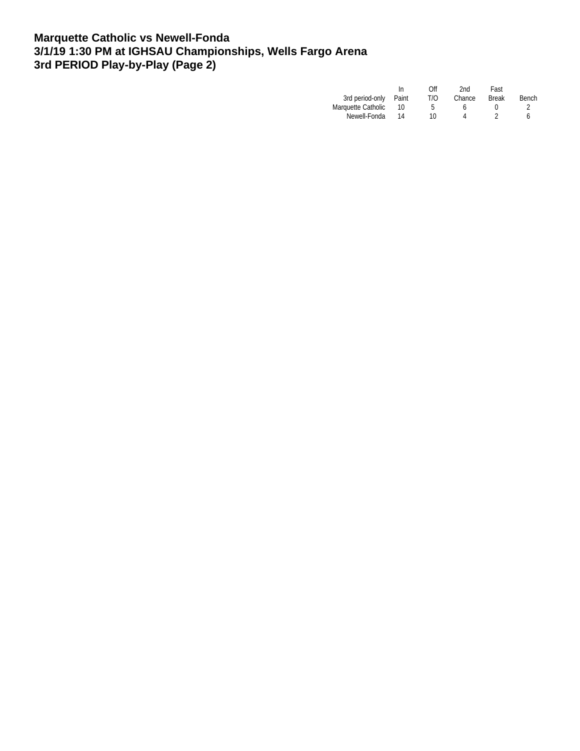# Marquette Catholic vs Newell-Fonda
# 3/1/19 1:30 PM at IGHSAU Championships, Wells Fargo Arena
# 3rd PERIOD Play-by-Play (Page 2)

| 3rd period-only | In Paint | Off T/O | 2nd Chance | Fast Break | Bench |
|---|---|---|---|---|---|
| Marquette Catholic | 10 | 5 | 6 | 0 | 2 |
| Newell-Fonda | 14 | 10 | 4 | 2 | 6 |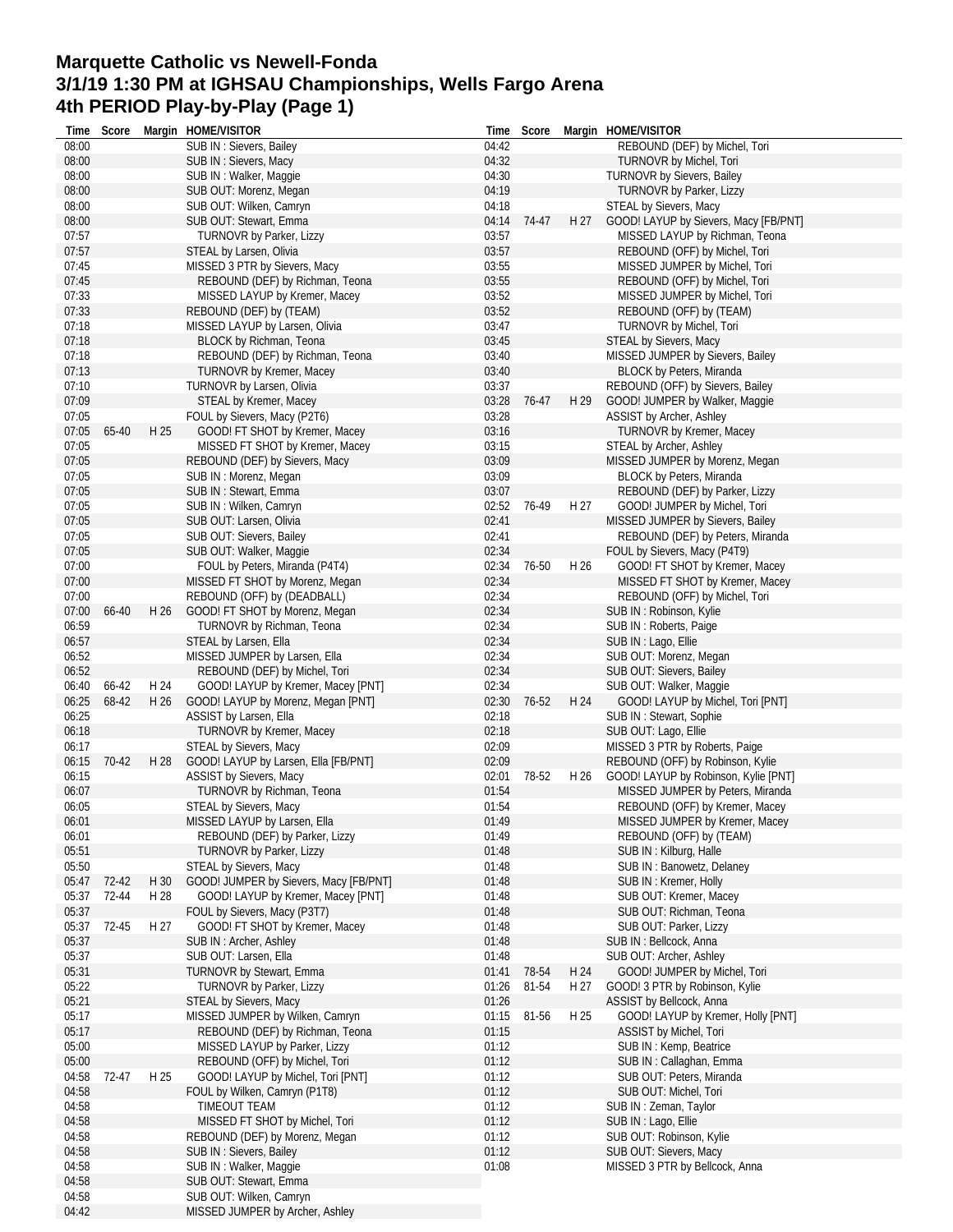# Marquette Catholic vs Newell-Fonda
## 3/1/19 1:30 PM at IGHSAU Championships, Wells Fargo Arena
## 4th PERIOD Play-by-Play (Page 1)

| Time | Score | Margin | HOME/VISITOR |
|---|---|---|---|
| 08:00 | | | SUB IN : Sievers, Bailey |
| 08:00 | | | SUB IN : Sievers, Macy |
| 08:00 | | | SUB IN : Walker, Maggie |
| 08:00 | | | SUB OUT: Morenz, Megan |
| 08:00 | | | SUB OUT: Wilken, Camryn |
| 08:00 | | | SUB OUT: Stewart, Emma |
| 07:57 | | | TURNOVR by Parker, Lizzy |
| 07:57 | | | STEAL by Larsen, Olivia |
| 07:45 | | | MISSED 3 PTR by Sievers, Macy |
| 07:45 | | | REBOUND (DEF) by Richman, Teona |
| 07:33 | | | MISSED LAYUP by Kremer, Macey |
| 07:33 | | | REBOUND (DEF) by (TEAM) |
| 07:18 | | | MISSED LAYUP by Larsen, Olivia |
| 07:18 | | | BLOCK by Richman, Teona |
| 07:18 | | | REBOUND (DEF) by Richman, Teona |
| 07:13 | | | TURNOVR by Kremer, Macey |
| 07:10 | | | TURNOVR by Larsen, Olivia |
| 07:09 | | | STEAL by Kremer, Macey |
| 07:05 | | | FOUL by Sievers, Macy (P2T6) |
| 07:05 | 65-40 | H 25 | GOOD! FT SHOT by Kremer, Macey |
| 07:05 | | | MISSED FT SHOT by Kremer, Macey |
| 07:05 | | | REBOUND (DEF) by Sievers, Macy |
| 07:05 | | | SUB IN : Morenz, Megan |
| 07:05 | | | SUB IN : Stewart, Emma |
| 07:05 | | | SUB IN : Wilken, Camryn |
| 07:05 | | | SUB OUT: Larsen, Olivia |
| 07:05 | | | SUB OUT: Sievers, Bailey |
| 07:05 | | | SUB OUT: Walker, Maggie |
| 07:00 | | | FOUL by Peters, Miranda (P4T4) |
| 07:00 | | | MISSED FT SHOT by Morenz, Megan |
| 07:00 | | | REBOUND (OFF) by (DEADBALL) |
| 07:00 | 66-40 | H 26 | GOOD! FT SHOT by Morenz, Megan |
| 06:59 | | | TURNOVR by Richman, Teona |
| 06:57 | | | STEAL by Larsen, Ella |
| 06:52 | | | MISSED JUMPER by Larsen, Ella |
| 06:52 | | | REBOUND (DEF) by Michel, Tori |
| 06:40 | 66-42 | H 24 | GOOD! LAYUP by Kremer, Macey [PNT] |
| 06:25 | 68-42 | H 26 | GOOD! LAYUP by Morenz, Megan [PNT] |
| 06:25 | | | ASSIST by Larsen, Ella |
| 06:18 | | | TURNOVR by Kremer, Macey |
| 06:17 | | | STEAL by Sievers, Macy |
| 06:15 | 70-42 | H 28 | GOOD! LAYUP by Larsen, Ella [FB/PNT] |
| 06:15 | | | ASSIST by Sievers, Macy |
| 06:07 | | | TURNOVR by Richman, Teona |
| 06:05 | | | STEAL by Sievers, Macy |
| 06:01 | | | MISSED LAYUP by Larsen, Ella |
| 06:01 | | | REBOUND (DEF) by Parker, Lizzy |
| 05:51 | | | TURNOVR by Parker, Lizzy |
| 05:50 | | | STEAL by Sievers, Macy |
| 05:47 | 72-42 | H 30 | GOOD! JUMPER by Sievers, Macy [FB/PNT] |
| 05:37 | 72-44 | H 28 | GOOD! LAYUP by Kremer, Macey [PNT] |
| 05:37 | | | FOUL by Sievers, Macy (P3T7) |
| 05:37 | 72-45 | H 27 | GOOD! FT SHOT by Kremer, Macey |
| 05:37 | | | SUB IN : Archer, Ashley |
| 05:37 | | | SUB OUT: Larsen, Ella |
| 05:31 | | | TURNOVR by Stewart, Emma |
| 05:22 | | | TURNOVR by Parker, Lizzy |
| 05:21 | | | STEAL by Sievers, Macy |
| 05:17 | | | MISSED JUMPER by Wilken, Camryn |
| 05:17 | | | REBOUND (DEF) by Richman, Teona |
| 05:00 | | | MISSED LAYUP by Parker, Lizzy |
| 05:00 | | | REBOUND (OFF) by Michel, Tori |
| 04:58 | 72-47 | H 25 | GOOD! LAYUP by Michel, Tori [PNT] |
| 04:58 | | | FOUL by Wilken, Camryn (P1T8) |
| 04:58 | | | TIMEOUT TEAM |
| 04:58 | | | MISSED FT SHOT by Michel, Tori |
| 04:58 | | | REBOUND (DEF) by Morenz, Megan |
| 04:58 | | | SUB IN : Sievers, Bailey |
| 04:58 | | | SUB IN : Walker, Maggie |
| 04:58 | | | SUB OUT: Stewart, Emma |
| 04:58 | | | SUB OUT: Wilken, Camryn |
| 04:42 | | | MISSED JUMPER by Archer, Ashley |
| 04:42 | | | REBOUND (DEF) by Michel, Tori |
| 04:32 | | | TURNOVR by Michel, Tori |
| 04:30 | | | TURNOVR by Sievers, Bailey |
| 04:19 | | | TURNOVR by Parker, Lizzy |
| 04:18 | | | STEAL by Sievers, Macy |
| 04:14 | 74-47 | H 27 | GOOD! LAYUP by Sievers, Macy [FB/PNT] |
| 03:57 | | | MISSED LAYUP by Richman, Teona |
| 03:57 | | | REBOUND (OFF) by Michel, Tori |
| 03:55 | | | MISSED JUMPER by Michel, Tori |
| 03:55 | | | REBOUND (OFF) by Michel, Tori |
| 03:52 | | | MISSED JUMPER by Michel, Tori |
| 03:52 | | | REBOUND (OFF) by (TEAM) |
| 03:47 | | | TURNOVR by Michel, Tori |
| 03:45 | | | STEAL by Sievers, Macy |
| 03:40 | | | MISSED JUMPER by Sievers, Bailey |
| 03:40 | | | BLOCK by Peters, Miranda |
| 03:37 | | | REBOUND (OFF) by Sievers, Bailey |
| 03:28 | 76-47 | H 29 | GOOD! JUMPER by Walker, Maggie |
| 03:28 | | | ASSIST by Archer, Ashley |
| 03:16 | | | TURNOVR by Kremer, Macey |
| 03:15 | | | STEAL by Archer, Ashley |
| 03:09 | | | MISSED JUMPER by Morenz, Megan |
| 03:09 | | | BLOCK by Peters, Miranda |
| 03:07 | | | REBOUND (DEF) by Parker, Lizzy |
| 02:52 | 76-49 | H 27 | GOOD! JUMPER by Michel, Tori |
| 02:41 | | | MISSED JUMPER by Sievers, Bailey |
| 02:41 | | | REBOUND (DEF) by Peters, Miranda |
| 02:34 | | | FOUL by Sievers, Macy (P4T9) |
| 02:34 | 76-50 | H 26 | GOOD! FT SHOT by Kremer, Macey |
| 02:34 | | | MISSED FT SHOT by Kremer, Macey |
| 02:34 | | | REBOUND (OFF) by Michel, Tori |
| 02:34 | | | SUB IN : Robinson, Kylie |
| 02:34 | | | SUB IN : Roberts, Paige |
| 02:34 | | | SUB IN : Lago, Ellie |
| 02:34 | | | SUB OUT: Morenz, Megan |
| 02:34 | | | SUB OUT: Sievers, Bailey |
| 02:34 | | | SUB OUT: Walker, Maggie |
| 02:30 | 76-52 | H 24 | GOOD! LAYUP by Michel, Tori [PNT] |
| 02:18 | | | SUB IN : Stewart, Sophie |
| 02:18 | | | SUB OUT: Lago, Ellie |
| 02:09 | | | MISSED 3 PTR by Roberts, Paige |
| 02:09 | | | REBOUND (OFF) by Robinson, Kylie |
| 02:01 | 78-52 | H 26 | GOOD! LAYUP by Robinson, Kylie [PNT] |
| 01:54 | | | MISSED JUMPER by Peters, Miranda |
| 01:54 | | | REBOUND (OFF) by Kremer, Macey |
| 01:49 | | | MISSED JUMPER by Kremer, Macey |
| 01:49 | | | REBOUND (OFF) by (TEAM) |
| 01:48 | | | SUB IN : Kilburg, Halle |
| 01:48 | | | SUB IN : Banowetz, Delaney |
| 01:48 | | | SUB IN : Kremer, Holly |
| 01:48 | | | SUB OUT: Kremer, Macey |
| 01:48 | | | SUB OUT: Richman, Teona |
| 01:48 | | | SUB OUT: Parker, Lizzy |
| 01:48 | | | SUB IN : Bellcock, Anna |
| 01:48 | | | SUB OUT: Archer, Ashley |
| 01:41 | 78-54 | H 24 | GOOD! JUMPER by Michel, Tori |
| 01:26 | 81-54 | H 27 | GOOD! 3 PTR by Robinson, Kylie |
| 01:26 | | | ASSIST by Bellcock, Anna |
| 01:15 | 81-56 | H 25 | GOOD! LAYUP by Kremer, Holly [PNT] |
| 01:15 | | | ASSIST by Michel, Tori |
| 01:12 | | | SUB IN : Kemp, Beatrice |
| 01:12 | | | SUB IN : Callaghan, Emma |
| 01:12 | | | SUB OUT: Peters, Miranda |
| 01:12 | | | SUB OUT: Michel, Tori |
| 01:12 | | | SUB IN : Zeman, Taylor |
| 01:12 | | | SUB IN : Lago, Ellie |
| 01:12 | | | SUB OUT: Robinson, Kylie |
| 01:12 | | | SUB OUT: Sievers, Macy |
| 01:08 | | | MISSED 3 PTR by Bellcock, Anna |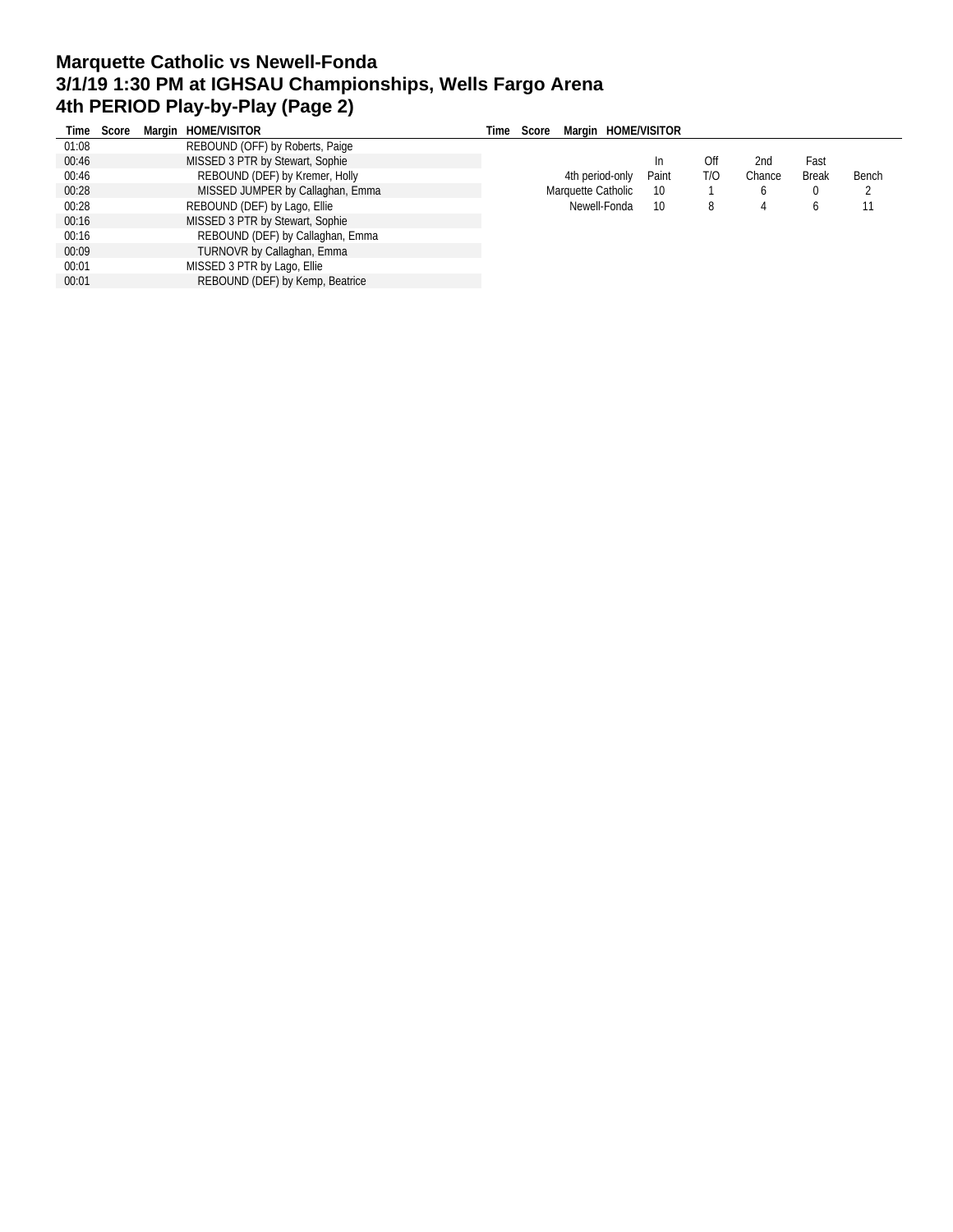# Marquette Catholic vs Newell-Fonda
# 3/1/19 1:30 PM at IGHSAU Championships, Wells Fargo Arena
# 4th PERIOD Play-by-Play (Page 2)

| Time | Score | Margin | HOME/VISITOR |
|---|---|---|---|
| 01:08 | | | REBOUND (OFF) by Roberts, Paige |
| 00:46 | | | MISSED 3 PTR by Stewart, Sophie |
| 00:46 | | | REBOUND (DEF) by Kremer, Holly |
| 00:28 | | | MISSED JUMPER by Callaghan, Emma |
| 00:28 | | | REBOUND (DEF) by Lago, Ellie |
| 00:16 | | | MISSED 3 PTR by Stewart, Sophie |
| 00:16 | | | REBOUND (DEF) by Callaghan, Emma |
| 00:09 | | | TURNOVR by Callaghan, Emma |
| 00:01 | | | MISSED 3 PTR by Lago, Ellie |
| 00:01 | | | REBOUND (DEF) by Kemp, Beatrice |

| 4th period-only | In Paint | Off T/O | 2nd Chance | Fast Break | Bench |
|---|---|---|---|---|---|
| Marquette Catholic | 10 | 1 | 6 | 0 | 2 |
| Newell-Fonda | 10 | 8 | 4 | 6 | 11 |